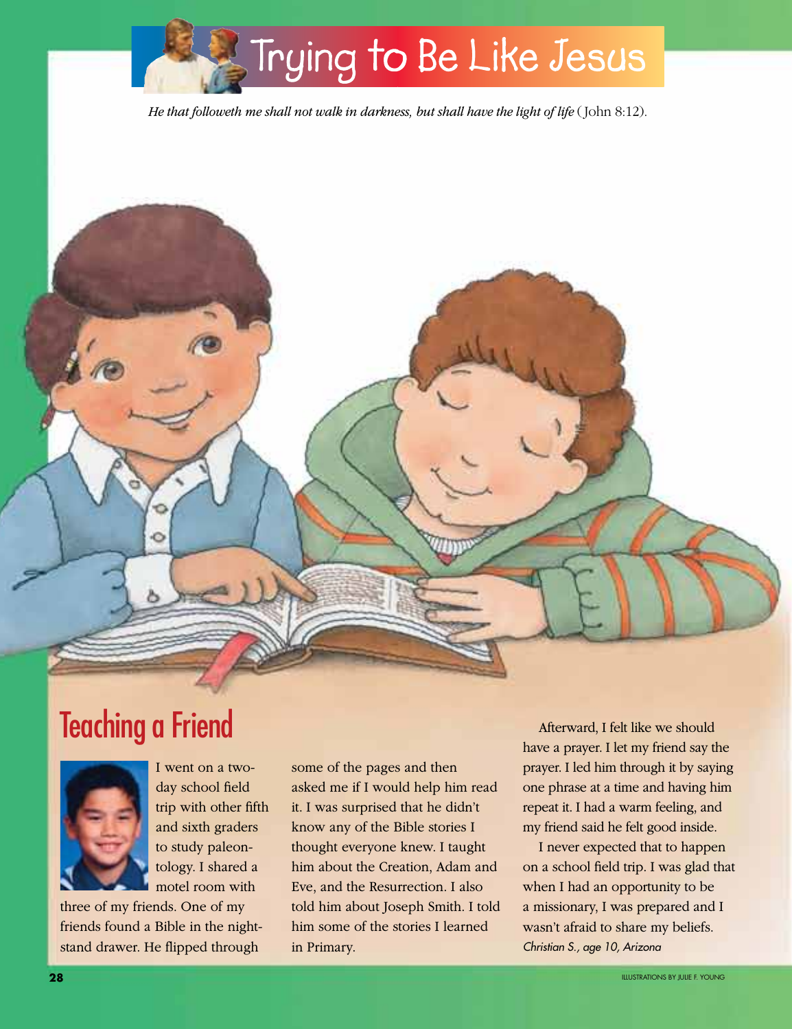# Trying to Be Like Jesus

*He that followeth me shall not walk in darkness, but shall have the light of life* (John 8:12).

## Teaching a Friend

I went on a two-day school field trip with other fifth and sixth graders to study paleontology. I shared a motel room with three of my friends. One of my friends found a Bible in the nightstand drawer. He flipped through some of the pages and then asked me if I would help him read it. I was surprised that he didn't know any of the Bible stories I thought everyone knew. I taught him about the Creation, Adam and Eve, and the Resurrection. I also told him about Joseph Smith. I told him some of the stories I learned in Primary.

Afterward, I felt like we should have a prayer. I let my friend say the prayer. I led him through it by saying one phrase at a time and having him repeat it. I had a warm feeling, and my friend said he felt good inside.

I never expected that to happen on a school field trip. I was glad that when I had an opportunity to be a missionary, I was prepared and I wasn't afraid to share my beliefs.

*Christian S., age 10, Arizona*

ILLUSTRATIONS BY JULIE F. YOUNG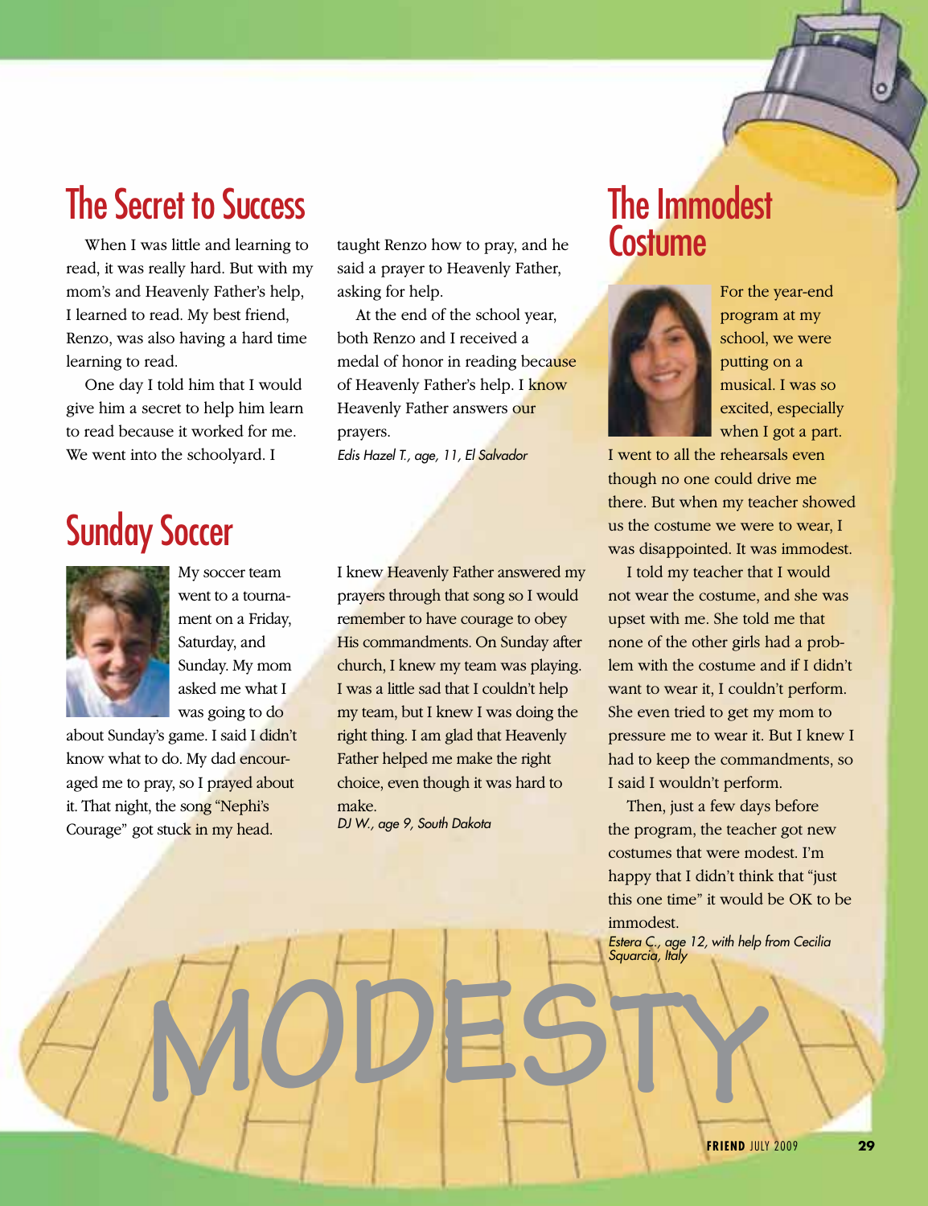## The Secret to Success

When I was little and learning to read, it was really hard. But with my mom's and Heavenly Father's help, I learned to read. My best friend, Renzo, was also having a hard time learning to read.

One day I told him that I would give him a secret to help him learn to read because it worked for me. We went into the schoolyard. I taught Renzo how to pray, and he said a prayer to Heavenly Father, asking for help.

At the end of the school year, both Renzo and I received a medal of honor in reading because of Heavenly Father's help. I know Heavenly Father answers our prayers.

*Edis Hazel T., age, 11, El Salvador*

## Sunday Soccer

My soccer team went to a tournament on a Friday, Saturday, and Sunday. My mom asked me what I was going to do about Sunday's game. I said I didn't know what to do. My dad encouraged me to pray, so I prayed about it. That night, the song "Nephi's Courage" got stuck in my head.

I knew Heavenly Father answered my prayers through that song so I would remember to have courage to obey His commandments. On Sunday after church, I knew my team was playing. I was a little sad that I couldn't help my team, but I knew I was doing the right thing. I am glad that Heavenly Father helped me make the right choice, even though it was hard to make.

*DJ W., age 9, South Dakota*

## The Immodest Costume

For the year-end program at my school, we were putting on a musical. I was so excited, especially when I got a part. I went to all the rehearsals even though no one could drive me there. But when my teacher showed us the costume we were to wear, I was disappointed. It was immodest.

I told my teacher that I would not wear the costume, and she was upset with me. She told me that none of the other girls had a problem with the costume and if I didn't want to wear it, I couldn't perform. She even tried to get my mom to pressure me to wear it. But I knew I had to keep the commandments, so I said I wouldn't perform.

Then, just a few days before the program, the teacher got new costumes that were modest. I'm happy that I didn't think that "just this one time" it would be OK to be immodest.

*Estera C., age 12, with help from Cecilia Squarcia, Italy*

MODESTY